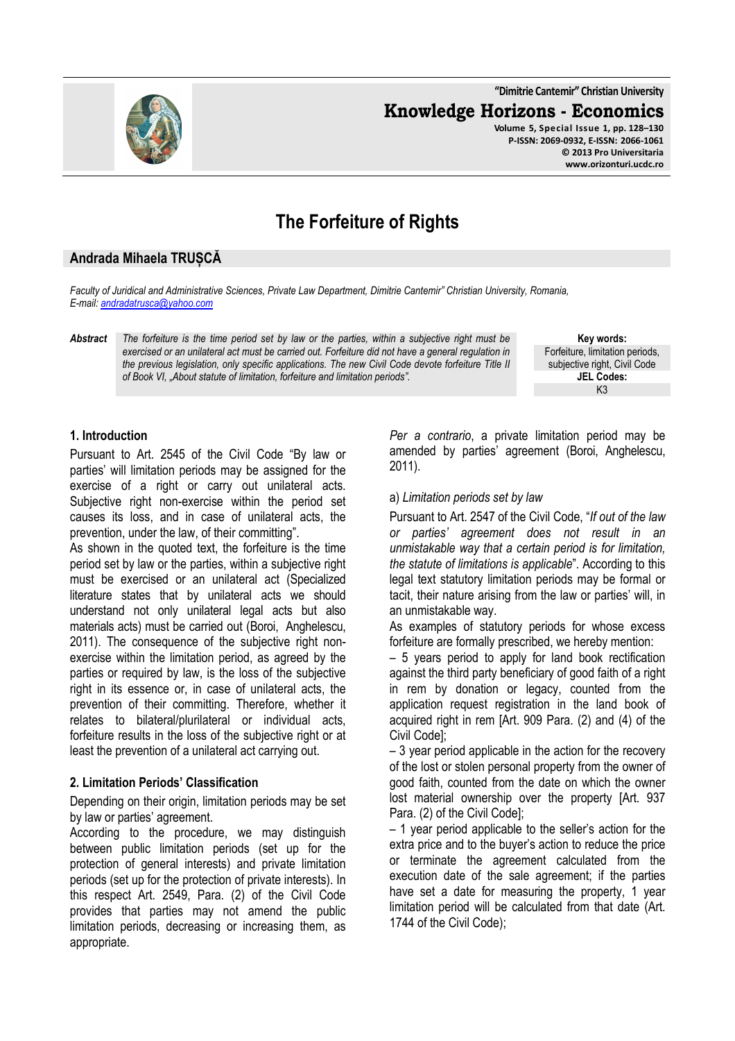# The Forfeiture of Rights

## Andrada Mihaela TRUȘCĂ

*Faculty of Juridical and Administrative Sciences, Private Law Department, Dimitrie Cantemir" Christian University, Romania,*
*E-mail: andradatrusca@yahoo.com*

***Abstract*** *The forfeiture is the time period set by law or the parties, within a subjective right must be exercised or an unilateral act must be carried out. Forfeiture did not have a general regulation in the previous legislation, only specific applications. The new Civil Code devote forfeiture Title II of Book VI, „About statute of limitation, forfeiture and limitation periods".*

**Key words:** Forfeiture, limitation periods, subjective right, Civil Code
**JEL Codes:** K3

### 1. Introduction

Pursuant to Art. 2545 of the Civil Code "By law or parties' will limitation periods may be assigned for the exercise of a right or carry out unilateral acts. Subjective right non-exercise within the period set causes its loss, and in case of unilateral acts, the prevention, under the law, of their committing".

As shown in the quoted text, the forfeiture is the time period set by law or the parties, within a subjective right must be exercised or an unilateral act (Specialized literature states that by unilateral acts we should understand not only unilateral legal acts but also materials acts) must be carried out (Boroi, Anghelescu, 2011). The consequence of the subjective right non-exercise within the limitation period, as agreed by the parties or required by law, is the loss of the subjective right in its essence or, in case of unilateral acts, the prevention of their committing. Therefore, whether it relates to bilateral/plurilateral or individual acts, forfeiture results in the loss of the subjective right or at least the prevention of a unilateral act carrying out.

### 2. Limitation Periods' Classification

Depending on their origin, limitation periods may be set by law or parties' agreement.

According to the procedure, we may distinguish between public limitation periods (set up for the protection of general interests) and private limitation periods (set up for the protection of private interests). In this respect Art. 2549, Para. (2) of the Civil Code provides that parties may not amend the public limitation periods, decreasing or increasing them, as appropriate.

*Per a contrario*, a private limitation period may be amended by parties' agreement (Boroi, Anghelescu, 2011).

a) *Limitation periods set by law*

Pursuant to Art. 2547 of the Civil Code, "*If out of the law or parties' agreement does not result in an unmistakable way that a certain period is for limitation, the statute of limitations is applicable*". According to this legal text statutory limitation periods may be formal or tacit, their nature arising from the law or parties' will, in an unmistakable way.

As examples of statutory periods for whose excess forfeiture are formally prescribed, we hereby mention:

– 5 years period to apply for land book rectification against the third party beneficiary of good faith of a right in rem by donation or legacy, counted from the application request registration in the land book of acquired right in rem [Art. 909 Para. (2) and (4) of the Civil Code];

– 3 year period applicable in the action for the recovery of the lost or stolen personal property from the owner of good faith, counted from the date on which the owner lost material ownership over the property [Art. 937 Para. (2) of the Civil Code];

– 1 year period applicable to the seller's action for the extra price and to the buyer's action to reduce the price or terminate the agreement calculated from the execution date of the sale agreement; if the parties have set a date for measuring the property, 1 year limitation period will be calculated from that date (Art. 1744 of the Civil Code);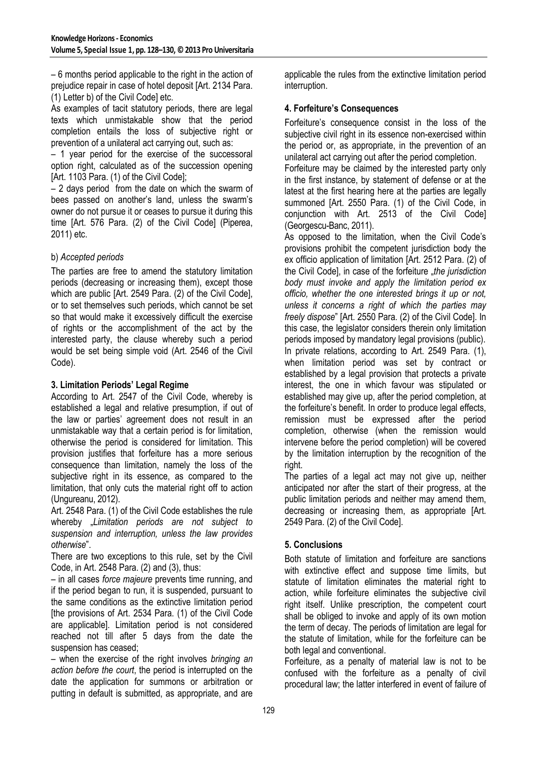– 6 months period applicable to the right in the action of prejudice repair in case of hotel deposit [Art. 2134 Para. (1) Letter b) of the Civil Code] etc.

As examples of tacit statutory periods, there are legal texts which unmistakable show that the period completion entails the loss of subjective right or prevention of a unilateral act carrying out, such as:

– 1 year period for the exercise of the successoral option right, calculated as of the succession opening [Art. 1103 Para. (1) of the Civil Code];

– 2 days period from the date on which the swarm of bees passed on another's land, unless the swarm's owner do not pursue it or ceases to pursue it during this time [Art. 576 Para. (2) of the Civil Code] (Piperea, 2011) etc.

b) *Accepted periods*

The parties are free to amend the statutory limitation periods (decreasing or increasing them), except those which are public [Art. 2549 Para. (2) of the Civil Code], or to set themselves such periods, which cannot be set so that would make it excessively difficult the exercise of rights or the accomplishment of the act by the interested party, the clause whereby such a period would be set being simple void (Art. 2546 of the Civil Code).

## 3. Limitation Periods' Legal Regime

According to Art. 2547 of the Civil Code, whereby is established a legal and relative presumption, if out of the law or parties' agreement does not result in an unmistakable way that a certain period is for limitation, otherwise the period is considered for limitation. This provision justifies that forfeiture has a more serious consequence than limitation, namely the loss of the subjective right in its essence, as compared to the limitation, that only cuts the material right off to action (Ungureanu, 2012).

Art. 2548 Para. (1) of the Civil Code establishes the rule whereby „*Limitation periods are not subject to suspension and interruption, unless the law provides otherwise*".

There are two exceptions to this rule, set by the Civil Code, in Art. 2548 Para. (2) and (3), thus:

– in all cases *force majeure* prevents time running, and if the period began to run, it is suspended, pursuant to the same conditions as the extinctive limitation period [the provisions of Art. 2534 Para. (1) of the Civil Code are applicable]. Limitation period is not considered reached not till after 5 days from the date the suspension has ceased;

– when the exercise of the right involves *bringing an action before the court*, the period is interrupted on the date the application for summons or arbitration or putting in default is submitted, as appropriate, and are applicable the rules from the extinctive limitation period interruption.

## 4. Forfeiture's Consequences

Forfeiture's consequence consist in the loss of the subjective civil right in its essence non-exercised within the period or, as appropriate, in the prevention of an unilateral act carrying out after the period completion.

Forfeiture may be claimed by the interested party only in the first instance, by statement of defense or at the latest at the first hearing here at the parties are legally summoned [Art. 2550 Para. (1) of the Civil Code, in conjunction with Art. 2513 of the Civil Code] (Georgescu-Banc, 2011).

As opposed to the limitation, when the Civil Code's provisions prohibit the competent jurisdiction body the ex officio application of limitation [Art. 2512 Para. (2) of the Civil Code], in case of the forfeiture „*the jurisdiction body must invoke and apply the limitation period ex officio, whether the one interested brings it up or not, unless it concerns a right of which the parties may freely dispose*" [Art. 2550 Para. (2) of the Civil Code]. In this case, the legislator considers therein only limitation periods imposed by mandatory legal provisions (public). In private relations, according to Art. 2549 Para. (1), when limitation period was set by contract or established by a legal provision that protects a private interest, the one in which favour was stipulated or established may give up, after the period completion, at the forfeiture's benefit. In order to produce legal effects, remission must be expressed after the period completion, otherwise (when the remission would intervene before the period completion) will be covered by the limitation interruption by the recognition of the right.

The parties of a legal act may not give up, neither anticipated nor after the start of their progress, at the public limitation periods and neither may amend them, decreasing or increasing them, as appropriate [Art. 2549 Para. (2) of the Civil Code].

## 5. Conclusions

Both statute of limitation and forfeiture are sanctions with extinctive effect and suppose time limits, but statute of limitation eliminates the material right to action, while forfeiture eliminates the subjective civil right itself. Unlike prescription, the competent court shall be obliged to invoke and apply of its own motion the term of decay. The periods of limitation are legal for the statute of limitation, while for the forfeiture can be both legal and conventional.

Forfeiture, as a penalty of material law is not to be confused with the forfeiture as a penalty of civil procedural law; the latter interfered in event of failure of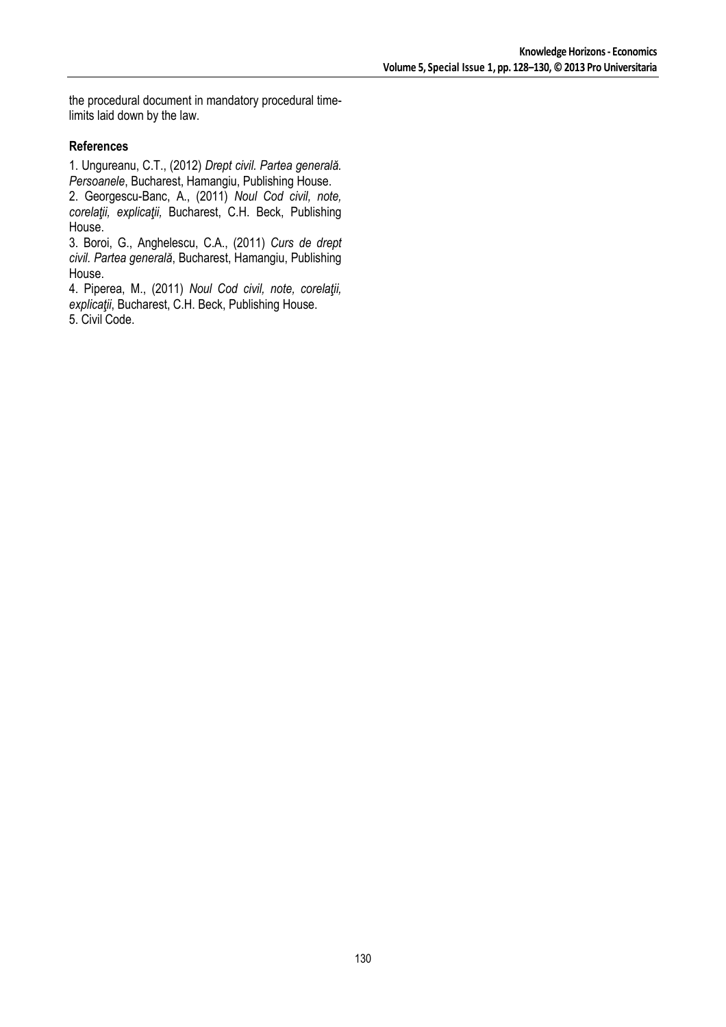the procedural document in mandatory procedural time-limits laid down by the law.

**References**

1. Ungureanu, C.T., (2012) *Drept civil. Partea generală. Persoanele*, Bucharest, Hamangiu, Publishing House.
2. Georgescu-Banc, A., (2011) *Noul Cod civil, note, corelaţii, explicaţii,* Bucharest, C.H. Beck, Publishing House.
3. Boroi, G., Anghelescu, C.A., (2011) *Curs de drept civil. Partea generală*, Bucharest, Hamangiu, Publishing House.
4. Piperea, M., (2011) *Noul Cod civil, note, corelaţii, explicaţii*, Bucharest, C.H. Beck, Publishing House.
5. Civil Code.